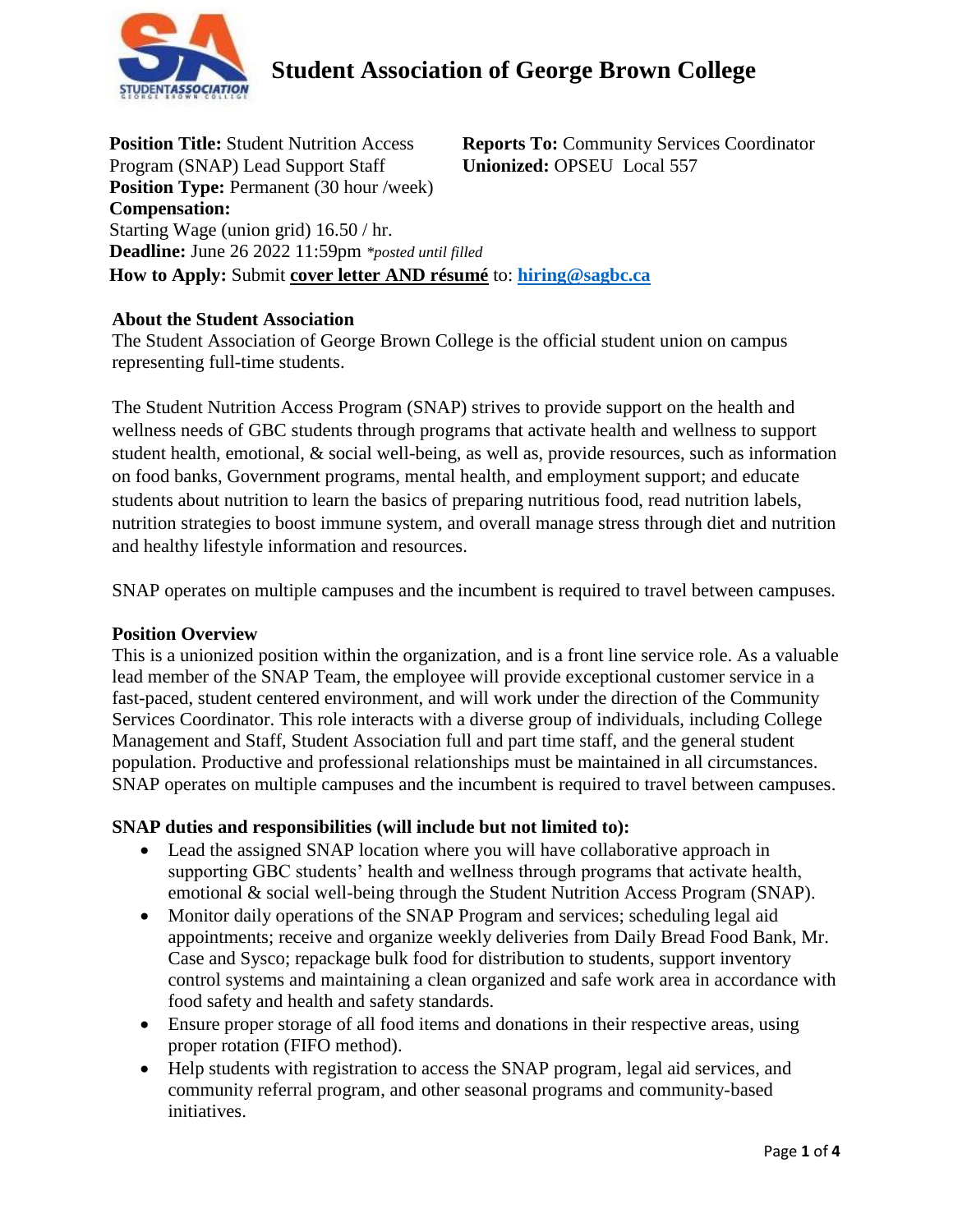# Student Association of George Brown College

**Position Title:** Student Nutrition Access Program (SNAP) Lead Support Staff
**Reports To:** Community Services Coordinator
**Unionized:** OPSEU Local 557
**Position Type:** Permanent (30 hour /week)
**Compensation:**
Starting Wage (union grid) 16.50 / hr.
**Deadline:** June 26 2022 11:59pm *\*posted until filled*
**How to Apply:** Submit **cover letter AND résumé** to: **hiring@sagbc.ca**

**About the Student Association**
The Student Association of George Brown College is the official student union on campus representing full-time students.

The Student Nutrition Access Program (SNAP) strives to provide support on the health and wellness needs of GBC students through programs that activate health and wellness to support student health, emotional, & social well-being, as well as, provide resources, such as information on food banks, Government programs, mental health, and employment support; and educate students about nutrition to learn the basics of preparing nutritious food, read nutrition labels, nutrition strategies to boost immune system, and overall manage stress through diet and nutrition and healthy lifestyle information and resources.

SNAP operates on multiple campuses and the incumbent is required to travel between campuses.

**Position Overview**
This is a unionized position within the organization, and is a front line service role. As a valuable lead member of the SNAP Team, the employee will provide exceptional customer service in a fast-paced, student centered environment, and will work under the direction of the Community Services Coordinator. This role interacts with a diverse group of individuals, including College Management and Staff, Student Association full and part time staff, and the general student population. Productive and professional relationships must be maintained in all circumstances. SNAP operates on multiple campuses and the incumbent is required to travel between campuses.

**SNAP duties and responsibilities (will include but not limited to):**

- Lead the assigned SNAP location where you will have collaborative approach in supporting GBC students' health and wellness through programs that activate health, emotional & social well-being through the Student Nutrition Access Program (SNAP).
- Monitor daily operations of the SNAP Program and services; scheduling legal aid appointments; receive and organize weekly deliveries from Daily Bread Food Bank, Mr. Case and Sysco; repackage bulk food for distribution to students, support inventory control systems and maintaining a clean organized and safe work area in accordance with food safety and health and safety standards.
- Ensure proper storage of all food items and donations in their respective areas, using proper rotation (FIFO method).
- Help students with registration to access the SNAP program, legal aid services, and community referral program, and other seasonal programs and community-based initiatives.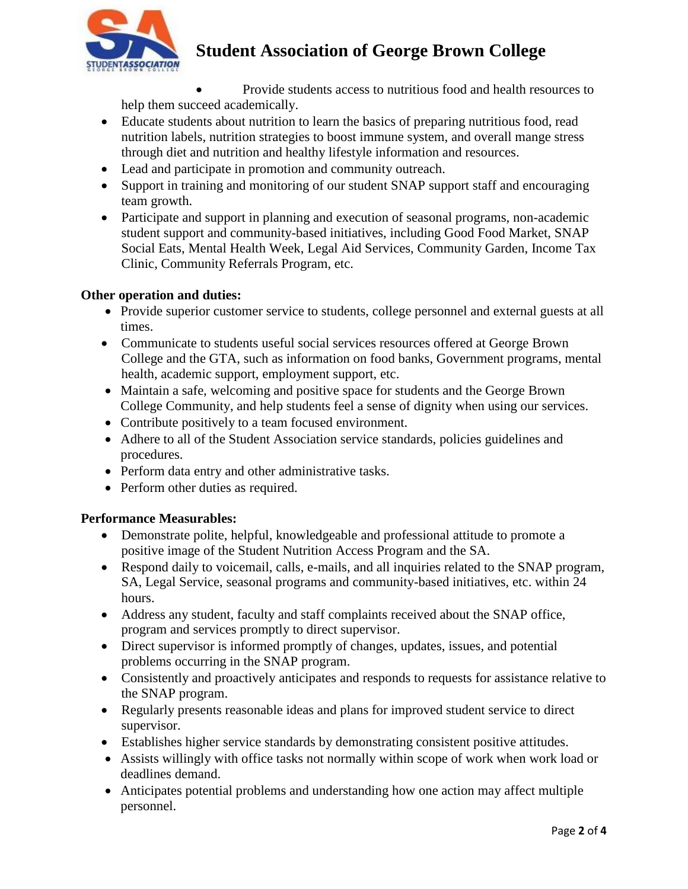- Provide students access to nutritious food and health resources to help them succeed academically.
- Educate students about nutrition to learn the basics of preparing nutritious food, read nutrition labels, nutrition strategies to boost immune system, and overall mange stress through diet and nutrition and healthy lifestyle information and resources.
- Lead and participate in promotion and community outreach.
- Support in training and monitoring of our student SNAP support staff and encouraging team growth.
- Participate and support in planning and execution of seasonal programs, non-academic student support and community-based initiatives, including Good Food Market, SNAP Social Eats, Mental Health Week, Legal Aid Services, Community Garden, Income Tax Clinic, Community Referrals Program, etc.

**Other operation and duties:**

- Provide superior customer service to students, college personnel and external guests at all times.
- Communicate to students useful social services resources offered at George Brown College and the GTA, such as information on food banks, Government programs, mental health, academic support, employment support, etc.
- Maintain a safe, welcoming and positive space for students and the George Brown College Community, and help students feel a sense of dignity when using our services.
- Contribute positively to a team focused environment.
- Adhere to all of the Student Association service standards, policies guidelines and procedures.
- Perform data entry and other administrative tasks.
- Perform other duties as required.

**Performance Measurables:**

- Demonstrate polite, helpful, knowledgeable and professional attitude to promote a positive image of the Student Nutrition Access Program and the SA.
- Respond daily to voicemail, calls, e-mails, and all inquiries related to the SNAP program, SA, Legal Service, seasonal programs and community-based initiatives, etc. within 24 hours.
- Address any student, faculty and staff complaints received about the SNAP office, program and services promptly to direct supervisor.
- Direct supervisor is informed promptly of changes, updates, issues, and potential problems occurring in the SNAP program.
- Consistently and proactively anticipates and responds to requests for assistance relative to the SNAP program.
- Regularly presents reasonable ideas and plans for improved student service to direct supervisor.
- Establishes higher service standards by demonstrating consistent positive attitudes.
- Assists willingly with office tasks not normally within scope of work when work load or deadlines demand.
- Anticipates potential problems and understanding how one action may affect multiple personnel.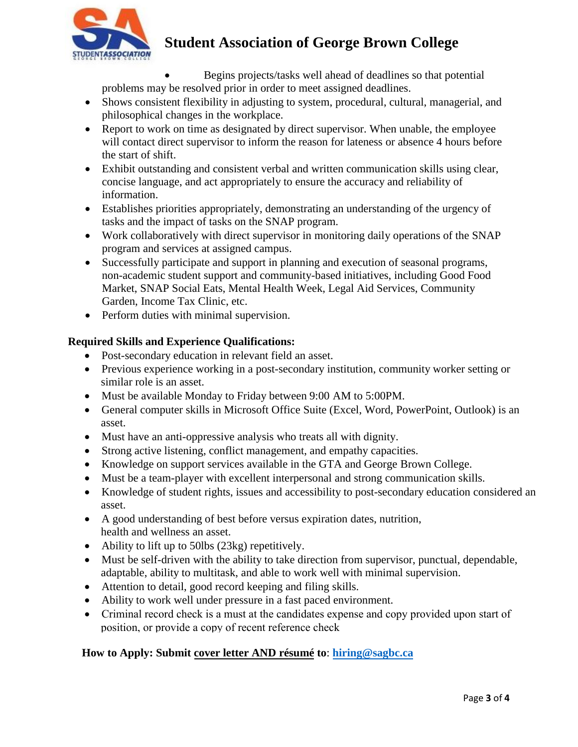- Begins projects/tasks well ahead of deadlines so that potential problems may be resolved prior in order to meet assigned deadlines.
- Shows consistent flexibility in adjusting to system, procedural, cultural, managerial, and philosophical changes in the workplace.
- Report to work on time as designated by direct supervisor. When unable, the employee will contact direct supervisor to inform the reason for lateness or absence 4 hours before the start of shift.
- Exhibit outstanding and consistent verbal and written communication skills using clear, concise language, and act appropriately to ensure the accuracy and reliability of information.
- Establishes priorities appropriately, demonstrating an understanding of the urgency of tasks and the impact of tasks on the SNAP program.
- Work collaboratively with direct supervisor in monitoring daily operations of the SNAP program and services at assigned campus.
- Successfully participate and support in planning and execution of seasonal programs, non-academic student support and community-based initiatives, including Good Food Market, SNAP Social Eats, Mental Health Week, Legal Aid Services, Community Garden, Income Tax Clinic, etc.
- Perform duties with minimal supervision.

**Required Skills and Experience Qualifications:**

- Post-secondary education in relevant field an asset.
- Previous experience working in a post-secondary institution, community worker setting or similar role is an asset.
- Must be available Monday to Friday between 9:00 AM to 5:00PM.
- General computer skills in Microsoft Office Suite (Excel, Word, PowerPoint, Outlook) is an asset.
- Must have an anti-oppressive analysis who treats all with dignity.
- Strong active listening, conflict management, and empathy capacities.
- Knowledge on support services available in the GTA and George Brown College.
- Must be a team-player with excellent interpersonal and strong communication skills.
- Knowledge of student rights, issues and accessibility to post-secondary education considered an asset.
- A good understanding of best before versus expiration dates, nutrition, health and wellness an asset.
- Ability to lift up to 50lbs (23kg) repetitively.
- Must be self-driven with the ability to take direction from supervisor, punctual, dependable, adaptable, ability to multitask, and able to work well with minimal supervision.
- Attention to detail, good record keeping and filing skills.
- Ability to work well under pressure in a fast paced environment.
- Criminal record check is a must at the candidates expense and copy provided upon start of position, or provide a copy of recent reference check

**How to Apply: Submit cover letter AND résumé to: hiring@sagbc.ca**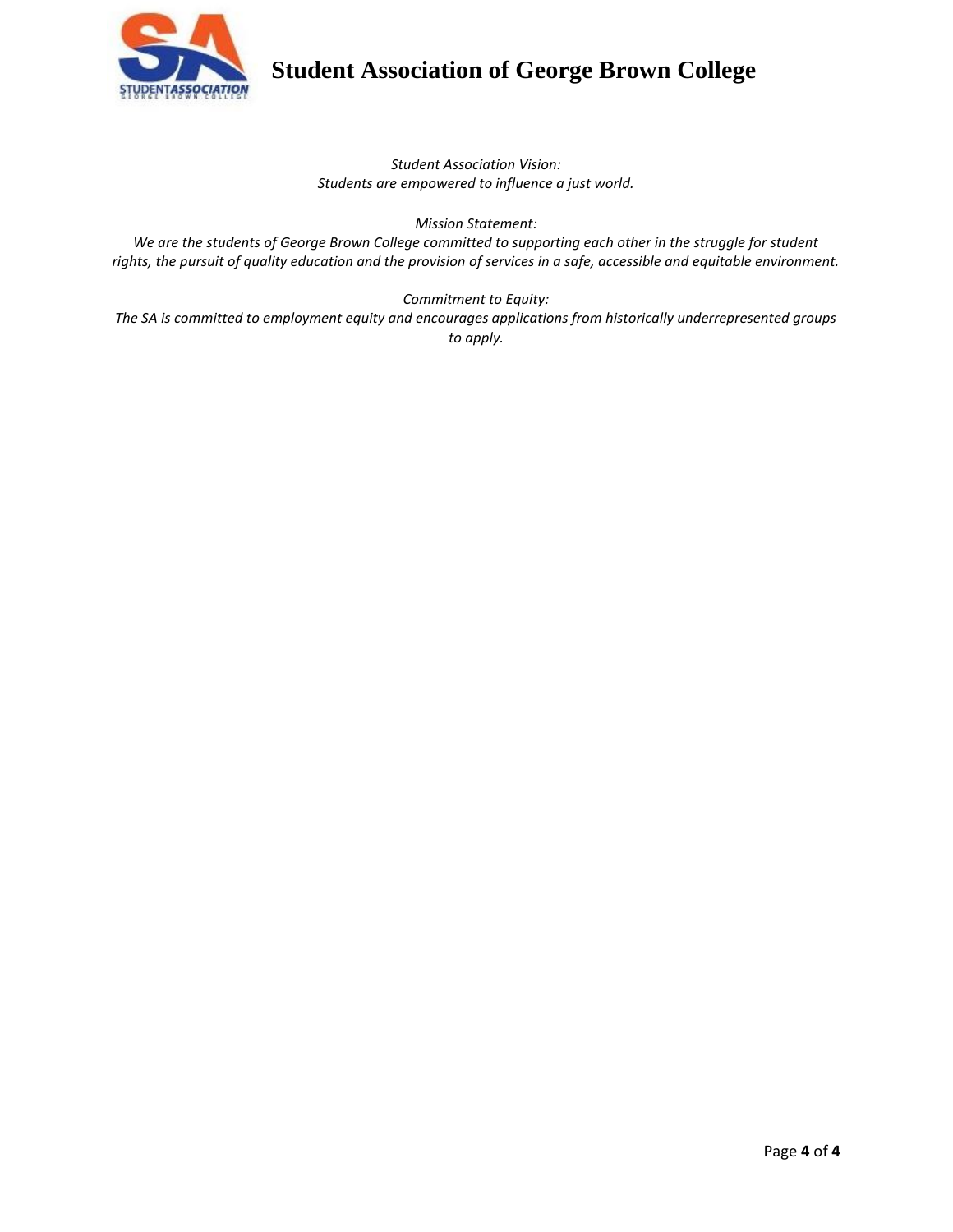*Student Association Vision:*
*Students are empowered to influence a just world.*

*Mission Statement:*
*We are the students of George Brown College committed to supporting each other in the struggle for student rights, the pursuit of quality education and the provision of services in a safe, accessible and equitable environment.*

*Commitment to Equity:*
*The SA is committed to employment equity and encourages applications from historically underrepresented groups to apply.*